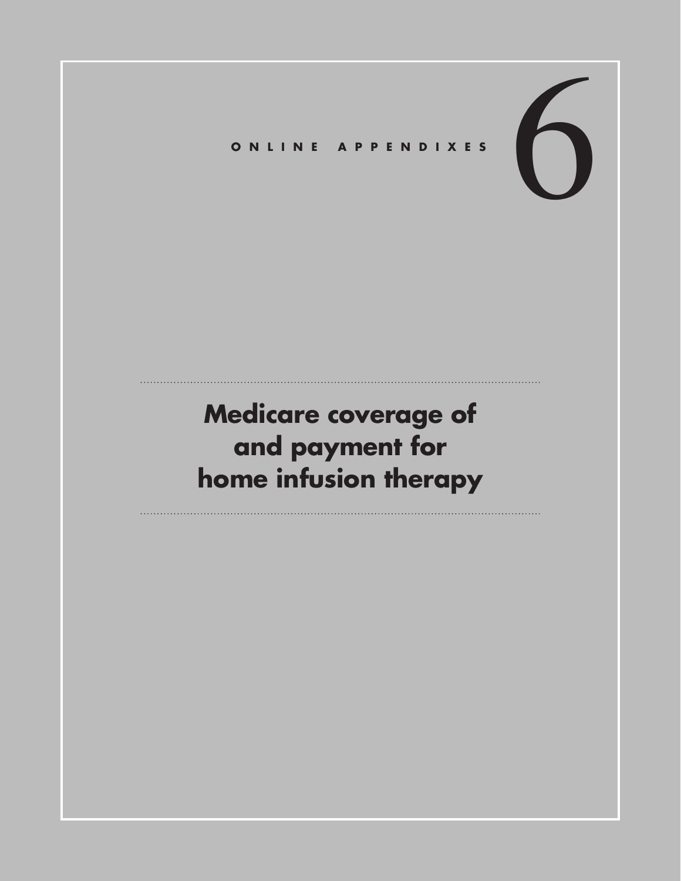ONLINE APPENDIXES

# 6

# Medicare coverage of and payment for home infusion therapy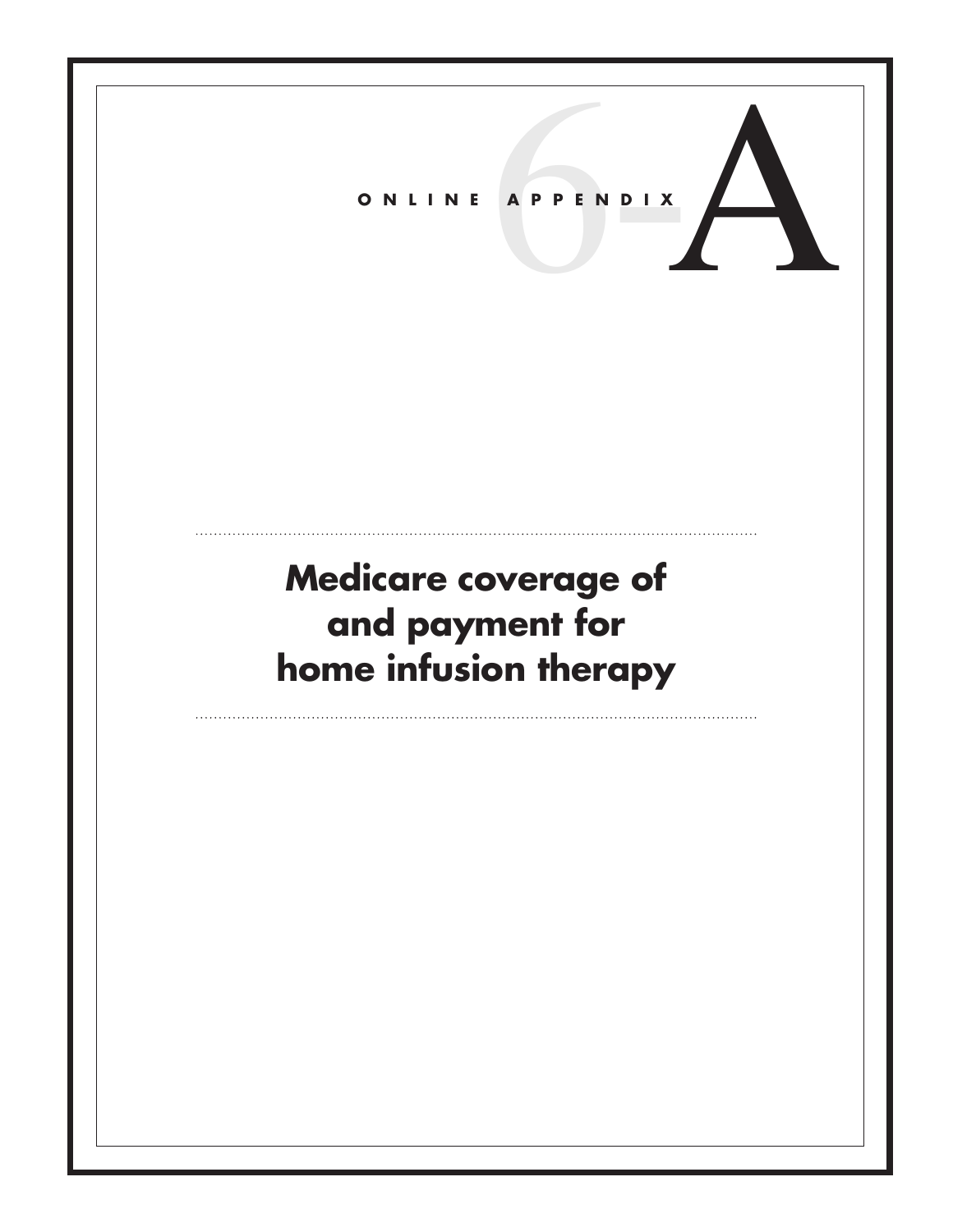ONLINE APPENDIX 6-A

# Medicare coverage of and payment for home infusion therapy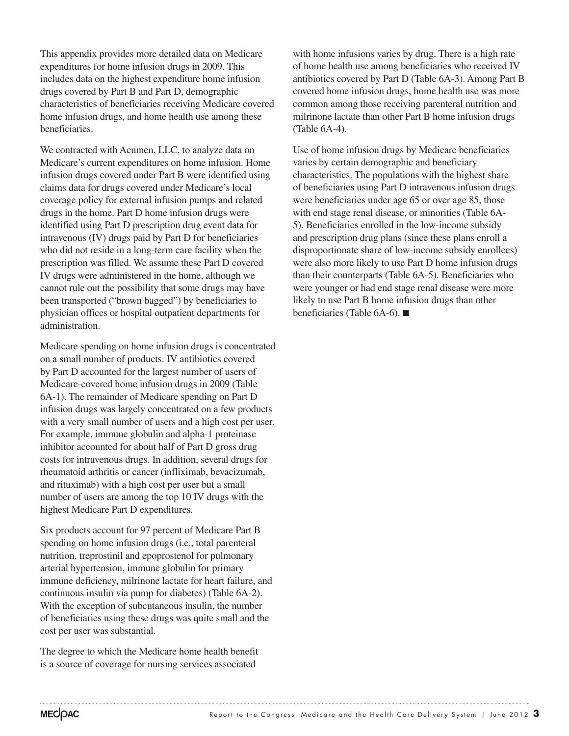This appendix provides more detailed data on Medicare expenditures for home infusion drugs in 2009. This includes data on the highest expenditure home infusion drugs covered by Part B and Part D, demographic characteristics of beneficiaries receiving Medicare covered home infusion drugs, and home health use among these beneficiaries.

We contracted with Acumen, LLC, to analyze data on Medicare's current expenditures on home infusion. Home infusion drugs covered under Part B were identified using claims data for drugs covered under Medicare's local coverage policy for external infusion pumps and related drugs in the home. Part D home infusion drugs were identified using Part D prescription drug event data for intravenous (IV) drugs paid by Part D for beneficiaries who did not reside in a long-term care facility when the prescription was filled. We assume these Part D covered IV drugs were administered in the home, although we cannot rule out the possibility that some drugs may have been transported ("brown bagged") by beneficiaries to physician offices or hospital outpatient departments for administration.

Medicare spending on home infusion drugs is concentrated on a small number of products. IV antibiotics covered by Part D accounted for the largest number of users of Medicare-covered home infusion drugs in 2009 (Table 6A-1). The remainder of Medicare spending on Part D infusion drugs was largely concentrated on a few products with a very small number of users and a high cost per user. For example, immune globulin and alpha-1 proteinase inhibitor accounted for about half of Part D gross drug costs for intravenous drugs. In addition, several drugs for rheumatoid arthritis or cancer (infliximab, bevacizumab, and rituximab) with a high cost per user but a small number of users are among the top 10 IV drugs with the highest Medicare Part D expenditures.

Six products account for 97 percent of Medicare Part B spending on home infusion drugs (i.e., total parenteral nutrition, treprostinil and epoprostenol for pulmonary arterial hypertension, immune globulin for primary immune deficiency, milrinone lactate for heart failure, and continuous insulin via pump for diabetes) (Table 6A-2). With the exception of subcutaneous insulin, the number of beneficiaries using these drugs was quite small and the cost per user was substantial.

The degree to which the Medicare home health benefit is a source of coverage for nursing services associated with home infusions varies by drug. There is a high rate of home health use among beneficiaries who received IV antibiotics covered by Part D (Table 6A-3). Among Part B covered home infusion drugs, home health use was more common among those receiving parenteral nutrition and milrinone lactate than other Part B home infusion drugs (Table 6A-4).

Use of home infusion drugs by Medicare beneficiaries varies by certain demographic and beneficiary characteristics. The populations with the highest share of beneficiaries using Part D intravenous infusion drugs were beneficiaries under age 65 or over age 85, those with end stage renal disease, or minorities (Table 6A-5). Beneficiaries enrolled in the low-income subsidy and prescription drug plans (since these plans enroll a disproportionate share of low-income subsidy enrollees) were also more likely to use Part D home infusion drugs than their counterparts (Table 6A-5). Beneficiaries who were younger or had end stage renal disease were more likely to use Part B home infusion drugs than other beneficiaries (Table 6A-6). ■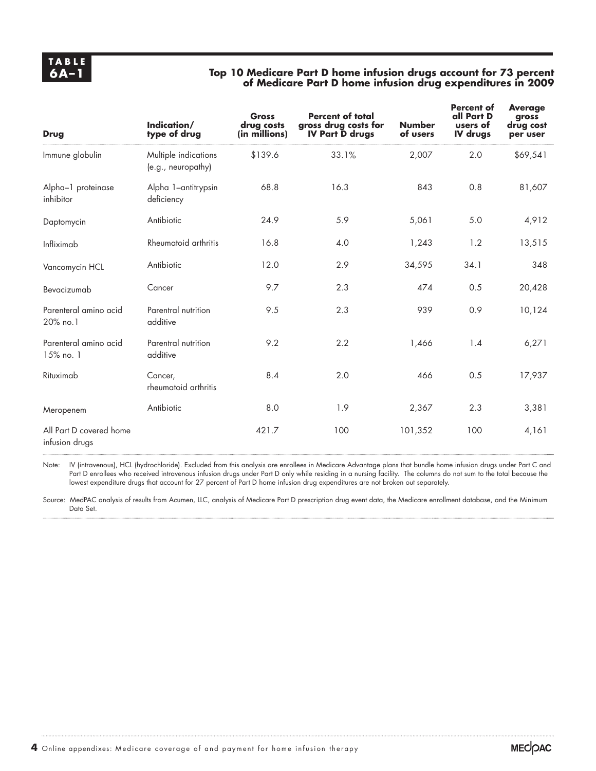**TABLE 6A–1**

**Top 10 Medicare Part D home infusion drugs account for 73 percent of Medicare Part D home infusion drug expenditures in 2009**

| Drug | Indication/ type of drug | Gross drug costs (in millions) | Percent of total gross drug costs for IV Part D drugs | Number of users | Percent of all Part D users of IV drugs | Average gross drug cost per user |
|---|---|---|---|---|---|---|
| Immune globulin | Multiple indications (e.g., neuropathy) | $139.6 | 33.1% | 2,007 | 2.0 | $69,541 |
| Alpha–1 proteinase inhibitor | Alpha 1–antitrypsin deficiency | 68.8 | 16.3 | 843 | 0.8 | 81,607 |
| Daptomycin | Antibiotic | 24.9 | 5.9 | 5,061 | 5.0 | 4,912 |
| Infliximab | Rheumatoid arthritis | 16.8 | 4.0 | 1,243 | 1.2 | 13,515 |
| Vancomycin HCL | Antibiotic | 12.0 | 2.9 | 34,595 | 34.1 | 348 |
| Bevacizumab | Cancer | 9.7 | 2.3 | 474 | 0.5 | 20,428 |
| Parenteral amino acid 20% no.1 | Parentral nutrition additive | 9.5 | 2.3 | 939 | 0.9 | 10,124 |
| Parenteral amino acid 15% no. 1 | Parentral nutrition additive | 9.2 | 2.2 | 1,466 | 1.4 | 6,271 |
| Rituximab | Cancer, rheumatoid arthritis | 8.4 | 2.0 | 466 | 0.5 | 17,937 |
| Meropenem | Antibiotic | 8.0 | 1.9 | 2,367 | 2.3 | 3,381 |
| All Part D covered home infusion drugs | | 421.7 | 100 | 101,352 | 100 | 4,161 |

Note: IV (intravenous), HCL (hydrochloride). Excluded from this analysis are enrollees in Medicare Advantage plans that bundle home infusion drugs under Part C and Part D enrollees who received intravenous infusion drugs under Part D only while residing in a nursing facility. The columns do not sum to the total because the lowest expenditure drugs that account for 27 percent of Part D home infusion drug expenditures are not broken out separately.

Source: MedPAC analysis of results from Acumen, LLC, analysis of Medicare Part D prescription drug event data, the Medicare enrollment database, and the Minimum Data Set.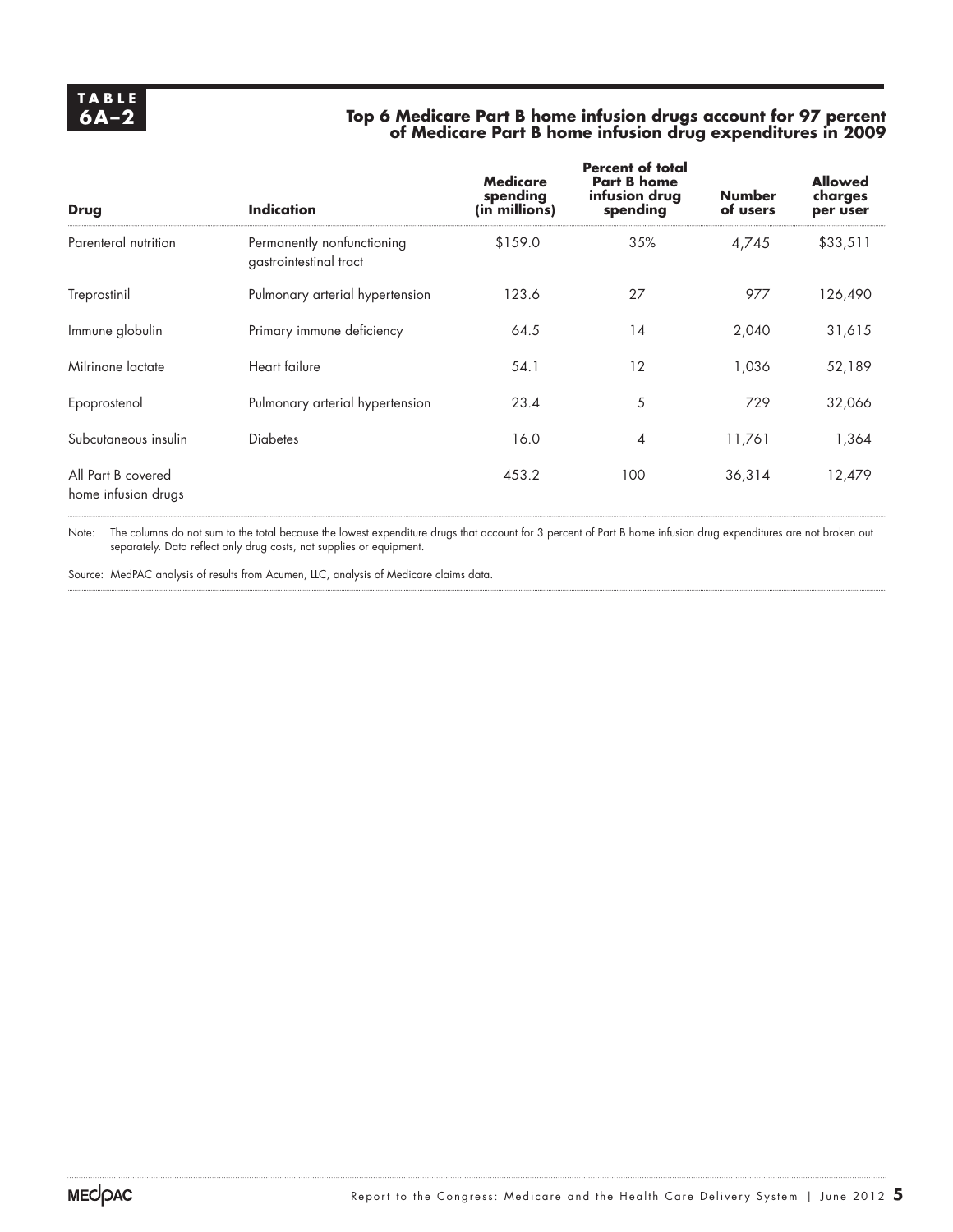**TABLE 6A–2**

**Top 6 Medicare Part B home infusion drugs account for 97 percent of Medicare Part B home infusion drug expenditures in 2009**

| Drug | Indication | Medicare spending (in millions) | Percent of total Part B home infusion drug spending | Number of users | Allowed charges per user |
|---|---|---|---|---|---|
| Parenteral nutrition | Permanently nonfunctioning gastrointestinal tract | $159.0 | 35% | 4,745 | $33,511 |
| Treprostinil | Pulmonary arterial hypertension | 123.6 | 27 | 977 | 126,490 |
| Immune globulin | Primary immune deficiency | 64.5 | 14 | 2,040 | 31,615 |
| Milrinone lactate | Heart failure | 54.1 | 12 | 1,036 | 52,189 |
| Epoprostenol | Pulmonary arterial hypertension | 23.4 | 5 | 729 | 32,066 |
| Subcutaneous insulin | Diabetes | 16.0 | 4 | 11,761 | 1,364 |
| All Part B covered home infusion drugs | | 453.2 | 100 | 36,314 | 12,479 |

Note: The columns do not sum to the total because the lowest expenditure drugs that account for 3 percent of Part B home infusion drug expenditures are not broken out separately. Data reflect only drug costs, not supplies or equipment.

Source: MedPAC analysis of results from Acumen, LLC, analysis of Medicare claims data.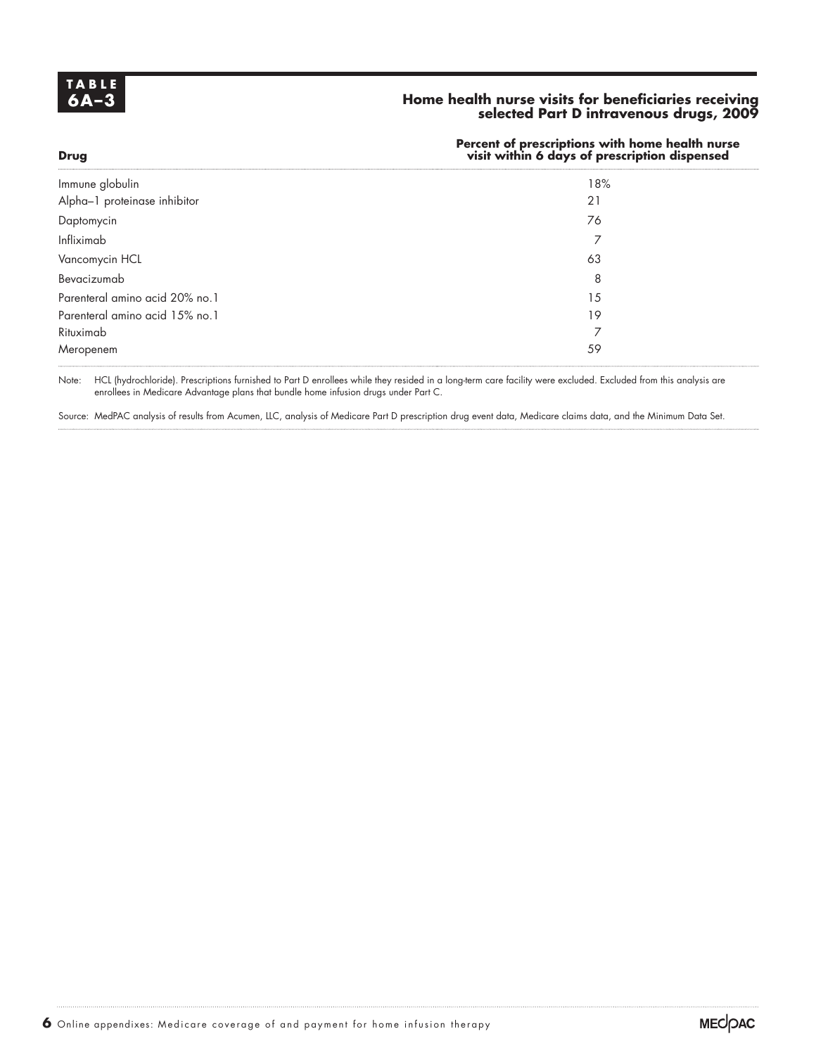**TABLE 6A–3**

**Home health nurse visits for beneficiaries receiving selected Part D intravenous drugs, 2009**

| Drug | Percent of prescriptions with home health nurse visit within 6 days of prescription dispensed |
|---|---|
| Immune globulin | 18% |
| Alpha–1 proteinase inhibitor | 21 |
| Daptomycin | 76 |
| Infliximab | 7 |
| Vancomycin HCL | 63 |
| Bevacizumab | 8 |
| Parenteral amino acid 20% no.1 | 15 |
| Parenteral amino acid 15% no.1 | 19 |
| Rituximab | 7 |
| Meropenem | 59 |

Note: HCL (hydrochloride). Prescriptions furnished to Part D enrollees while they resided in a long-term care facility were excluded. Excluded from this analysis are enrollees in Medicare Advantage plans that bundle home infusion drugs under Part C.

Source: MedPAC analysis of results from Acumen, LLC, analysis of Medicare Part D prescription drug event data, Medicare claims data, and the Minimum Data Set.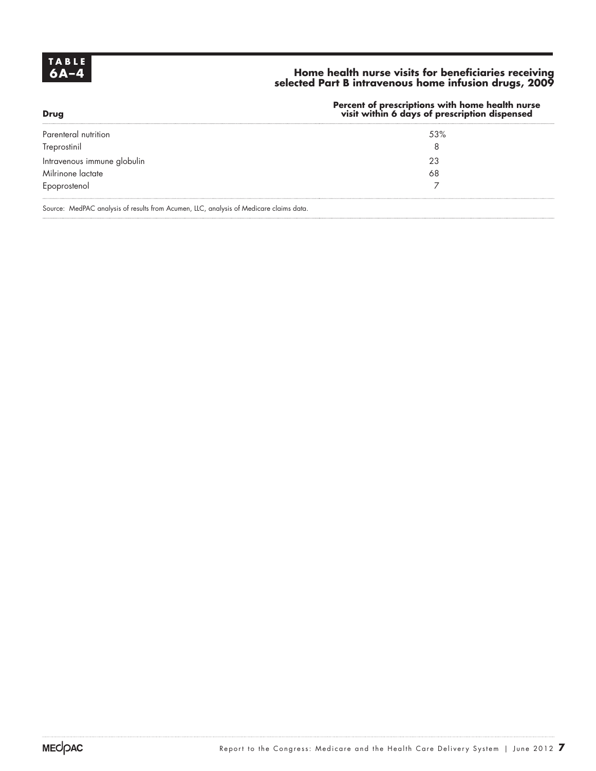**TABLE 6A–4**

**Home health nurse visits for beneficiaries receiving selected Part B intravenous home infusion drugs, 2009**

| **Drug** | **Percent of prescriptions with home health nurse visit within 6 days of prescription dispensed** |
|---|---|
| Parenteral nutrition | 53% |
| Treprostinil | 8 |
| Intravenous immune globulin | 23 |
| Milrinone lactate | 68 |
| Epoprostenol | 7 |

Source: MedPAC analysis of results from Acumen, LLC, analysis of Medicare claims data.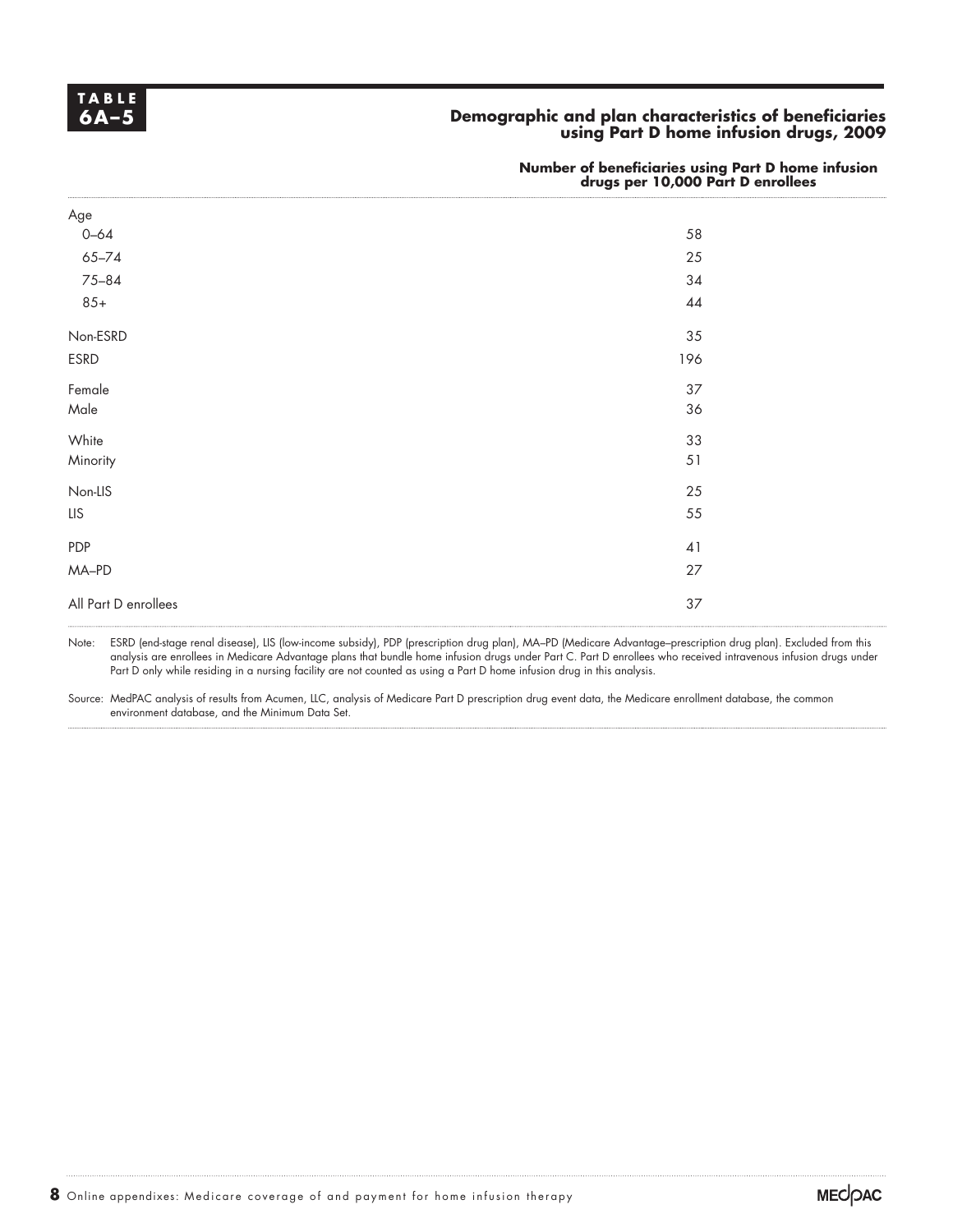**TABLE 6A–5**

**Demographic and plan characteristics of beneficiaries using Part D home infusion drugs, 2009**

| | Number of beneficiaries using Part D home infusion drugs per 10,000 Part D enrollees |
|---|---|
| Age | |
| 0–64 | 58 |
| 65–74 | 25 |
| 75–84 | 34 |
| 85+ | 44 |
| Non-ESRD | 35 |
| ESRD | 196 |
| Female | 37 |
| Male | 36 |
| White | 33 |
| Minority | 51 |
| Non-LIS | 25 |
| LIS | 55 |
| PDP | 41 |
| MA–PD | 27 |
| All Part D enrollees | 37 |

Note: ESRD (end-stage renal disease), LIS (low-income subsidy), PDP (prescription drug plan), MA–PD (Medicare Advantage–prescription drug plan). Excluded from this analysis are enrollees in Medicare Advantage plans that bundle home infusion drugs under Part C. Part D enrollees who received intravenous infusion drugs under Part D only while residing in a nursing facility are not counted as using a Part D home infusion drug in this analysis.

Source: MedPAC analysis of results from Acumen, LLC, analysis of Medicare Part D prescription drug event data, the Medicare enrollment database, the common environment database, and the Minimum Data Set.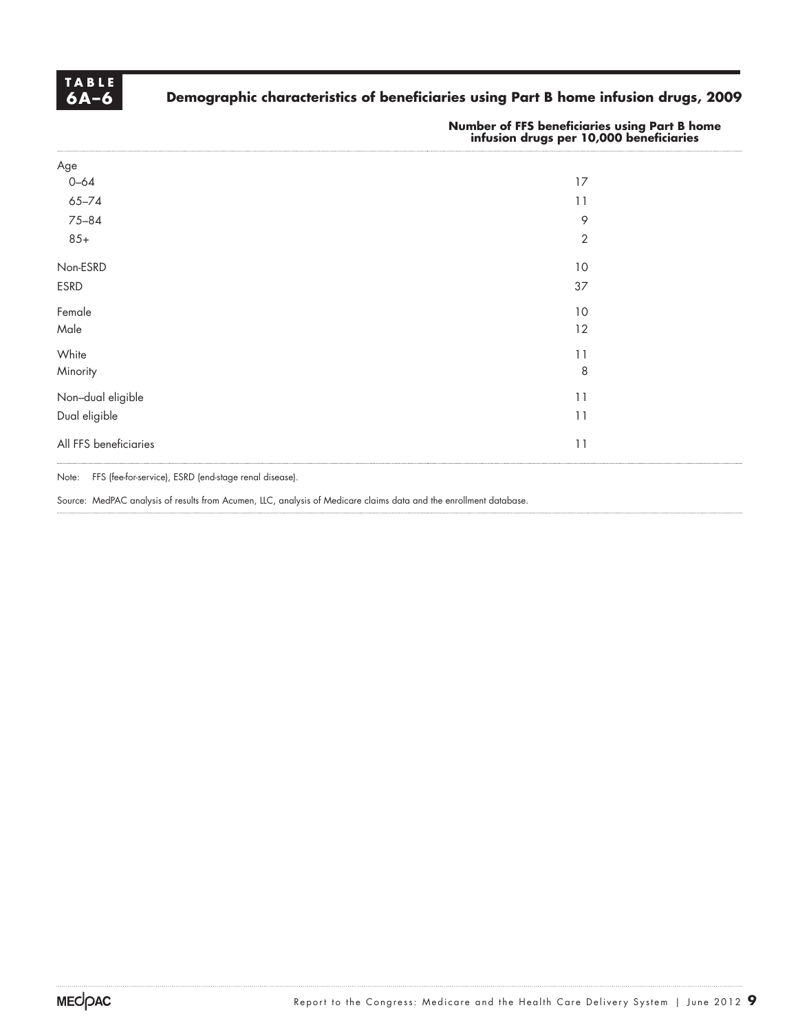**TABLE 6A–6** **Demographic characteristics of beneficiaries using Part B home infusion drugs, 2009**

| | Number of FFS beneficiaries using Part B home infusion drugs per 10,000 beneficiaries |
|---|---|
| Age | |
| 0–64 | 17 |
| 65–74 | 11 |
| 75–84 | 9 |
| 85+ | 2 |
| Non-ESRD | 10 |
| ESRD | 37 |
| Female | 10 |
| Male | 12 |
| White | 11 |
| Minority | 8 |
| Non–dual eligible | 11 |
| Dual eligible | 11 |
| All FFS beneficiaries | 11 |

Note: FFS (fee-for-service), ESRD (end-stage renal disease).

Source: MedPAC analysis of results from Acumen, LLC, analysis of Medicare claims data and the enrollment database.